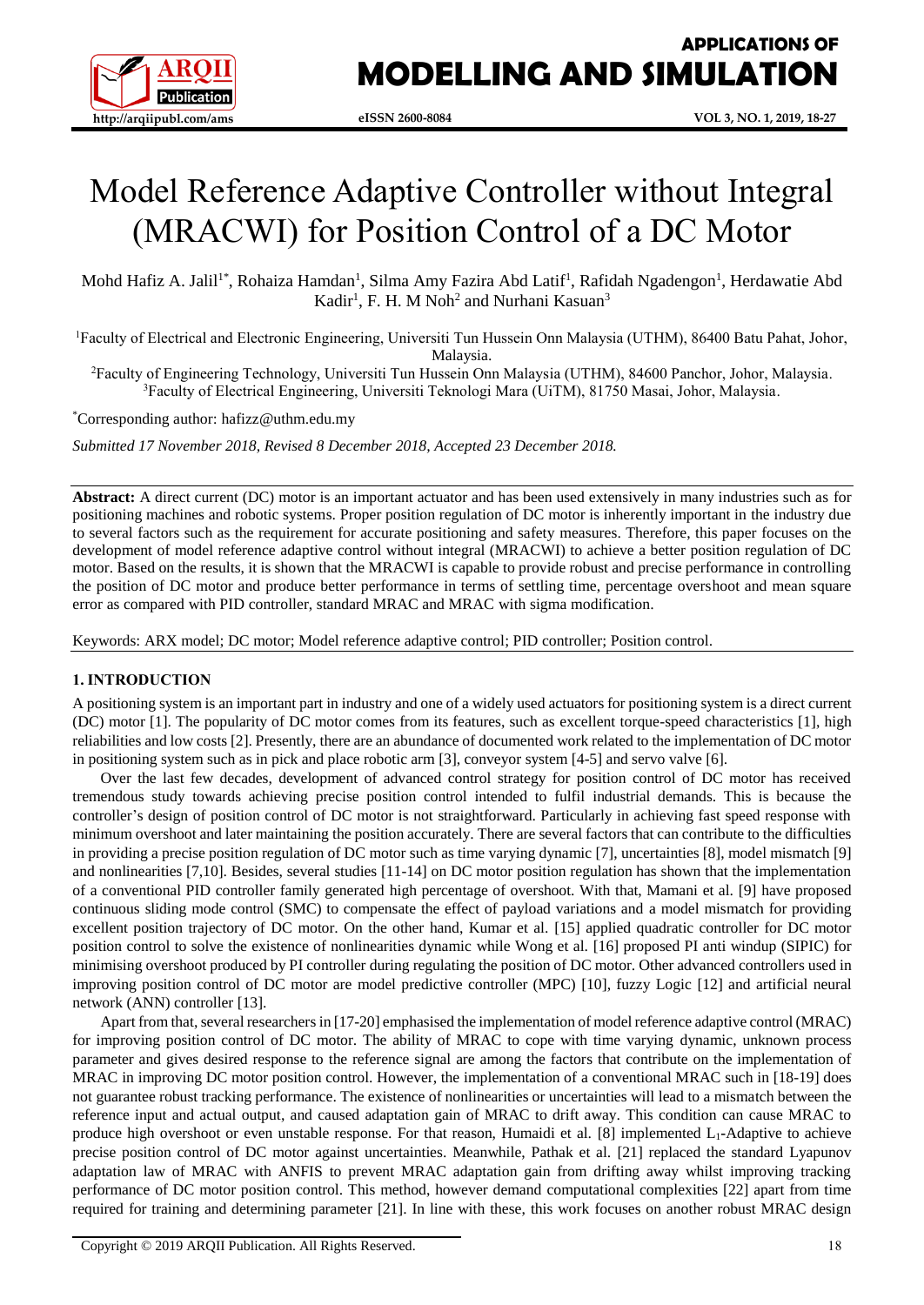# Model Reference Adaptive Controller without Integral (MRACWI) for Position Control of a DC Motor

Mohd Hafiz A. Jalil[1*], Rohaiza Hamdan[1], Silma Amy Fazira Abd Latif[1], Rafidah Ngadengon[1], Herdawatie Abd Kadir[1], F. H. M Noh[2] and Nurhani Kasuan[3]

[1]Faculty of Electrical and Electronic Engineering, Universiti Tun Hussein Onn Malaysia (UTHM), 86400 Batu Pahat, Johor, Malaysia.

[2]Faculty of Engineering Technology, Universiti Tun Hussein Onn Malaysia (UTHM), 84600 Panchor, Johor, Malaysia.

[3]Faculty of Electrical Engineering, Universiti Teknologi Mara (UiTM), 81750 Masai, Johor, Malaysia.

[*]Corresponding author: hafizz@uthm.edu.my

*Submitted 17 November 2018, Revised 8 December 2018, Accepted 23 December 2018.*

**Abstract:** A direct current (DC) motor is an important actuator and has been used extensively in many industries such as for positioning machines and robotic systems. Proper position regulation of DC motor is inherently important in the industry due to several factors such as the requirement for accurate positioning and safety measures. Therefore, this paper focuses on the development of model reference adaptive control without integral (MRACWI) to achieve a better position regulation of DC motor. Based on the results, it is shown that the MRACWI is capable to provide robust and precise performance in controlling the position of DC motor and produce better performance in terms of settling time, percentage overshoot and mean square error as compared with PID controller, standard MRAC and MRAC with sigma modification.

Keywords: ARX model; DC motor; Model reference adaptive control; PID controller; Position control.

## 1. INTRODUCTION

A positioning system is an important part in industry and one of a widely used actuators for positioning system is a direct current (DC) motor [1]. The popularity of DC motor comes from its features, such as excellent torque-speed characteristics [1], high reliabilities and low costs [2]. Presently, there are an abundance of documented work related to the implementation of DC motor in positioning system such as in pick and place robotic arm [3], conveyor system [4-5] and servo valve [6].

Over the last few decades, development of advanced control strategy for position control of DC motor has received tremendous study towards achieving precise position control intended to fulfil industrial demands. This is because the controller's design of position control of DC motor is not straightforward. Particularly in achieving fast speed response with minimum overshoot and later maintaining the position accurately. There are several factors that can contribute to the difficulties in providing a precise position regulation of DC motor such as time varying dynamic [7], uncertainties [8], model mismatch [9] and nonlinearities [7,10]. Besides, several studies [11-14] on DC motor position regulation has shown that the implementation of a conventional PID controller family generated high percentage of overshoot. With that, Mamani et al. [9] have proposed continuous sliding mode control (SMC) to compensate the effect of payload variations and a model mismatch for providing excellent position trajectory of DC motor. On the other hand, Kumar et al. [15] applied quadratic controller for DC motor position control to solve the existence of nonlinearities dynamic while Wong et al. [16] proposed PI anti windup (SIPIC) for minimising overshoot produced by PI controller during regulating the position of DC motor. Other advanced controllers used in improving position control of DC motor are model predictive controller (MPC) [10], fuzzy Logic [12] and artificial neural network (ANN) controller [13].

Apart from that, several researchers in [17-20] emphasised the implementation of model reference adaptive control (MRAC) for improving position control of DC motor. The ability of MRAC to cope with time varying dynamic, unknown process parameter and gives desired response to the reference signal are among the factors that contribute on the implementation of MRAC in improving DC motor position control. However, the implementation of a conventional MRAC such in [18-19] does not guarantee robust tracking performance. The existence of nonlinearities or uncertainties will lead to a mismatch between the reference input and actual output, and caused adaptation gain of MRAC to drift away. This condition can cause MRAC to produce high overshoot or even unstable response. For that reason, Humaidi et al. [8] implemented $L_1$-Adaptive to achieve precise position control of DC motor against uncertainties. Meanwhile, Pathak et al. [21] replaced the standard Lyapunov adaptation law of MRAC with ANFIS to prevent MRAC adaptation gain from drifting away whilst improving tracking performance of DC motor position control. This method, however demand computational complexities [22] apart from time required for training and determining parameter [21]. In line with these, this work focuses on another robust MRAC design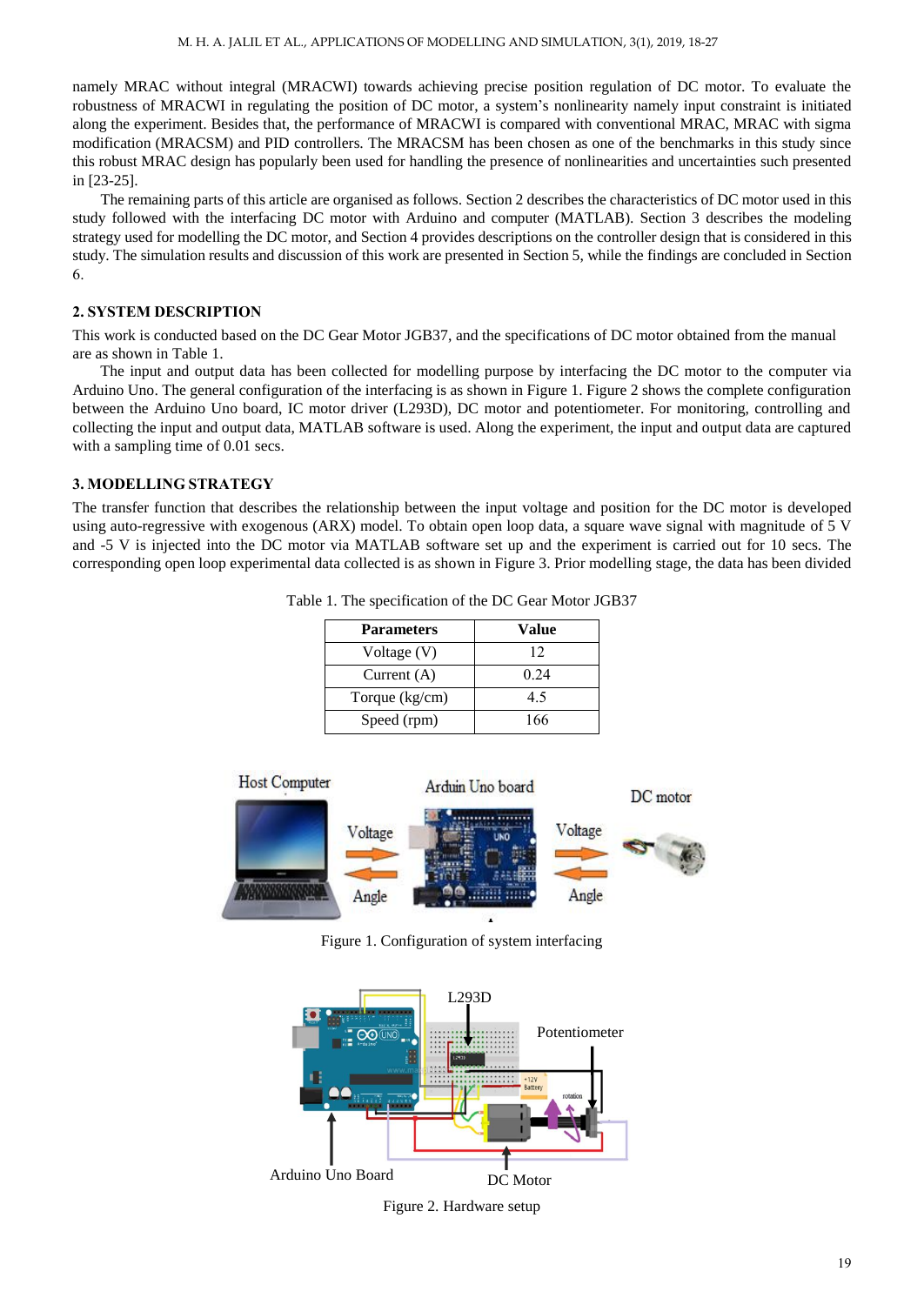namely MRAC without integral (MRACWI) towards achieving precise position regulation of DC motor. To evaluate the robustness of MRACWI in regulating the position of DC motor, a system's nonlinearity namely input constraint is initiated along the experiment. Besides that, the performance of MRACWI is compared with conventional MRAC, MRAC with sigma modification (MRACSM) and PID controllers. The MRACSM has been chosen as one of the benchmarks in this study since this robust MRAC design has popularly been used for handling the presence of nonlinearities and uncertainties such presented in [23-25].

The remaining parts of this article are organised as follows. Section 2 describes the characteristics of DC motor used in this study followed with the interfacing DC motor with Arduino and computer (MATLAB). Section 3 describes the modeling strategy used for modelling the DC motor, and Section 4 provides descriptions on the controller design that is considered in this study. The simulation results and discussion of this work are presented in Section 5, while the findings are concluded in Section 6.

## 2. SYSTEM DESCRIPTION

This work is conducted based on the DC Gear Motor JGB37, and the specifications of DC motor obtained from the manual are as shown in Table 1.

The input and output data has been collected for modelling purpose by interfacing the DC motor to the computer via Arduino Uno. The general configuration of the interfacing is as shown in Figure 1. Figure 2 shows the complete configuration between the Arduino Uno board, IC motor driver (L293D), DC motor and potentiometer. For monitoring, controlling and collecting the input and output data, MATLAB software is used. Along the experiment, the input and output data are captured with a sampling time of 0.01 secs.

## 3. MODELLING STRATEGY

The transfer function that describes the relationship between the input voltage and position for the DC motor is developed using auto-regressive with exogenous (ARX) model. To obtain open loop data, a square wave signal with magnitude of 5 V and -5 V is injected into the DC motor via MATLAB software set up and the experiment is carried out for 10 secs. The corresponding open loop experimental data collected is as shown in Figure 3. Prior modelling stage, the data has been divided

Table 1. The specification of the DC Gear Motor JGB37

| Parameters | Value |
|---|---|
| Voltage (V) | 12 |
| Current (A) | 0.24 |
| Torque (kg/cm) | 4.5 |
| Speed (rpm) | 166 |

Figure 1. Configuration of system interfacing

Figure 2. Hardware setup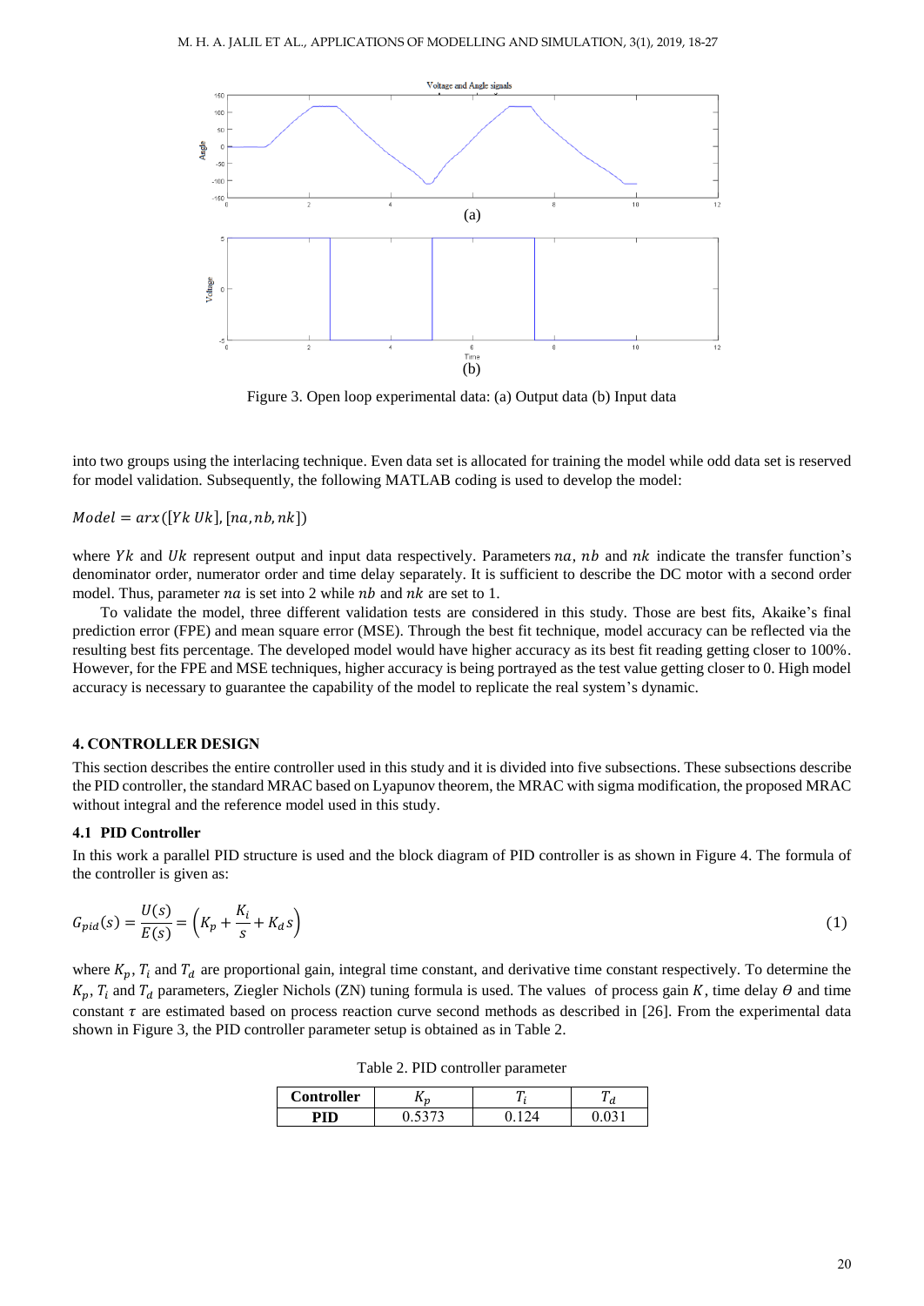Figure 3. Open loop experimental data: (a) Output data (b) Input data

into two groups using the interlacing technique. Even data set is allocated for training the model while odd data set is reserved for model validation. Subsequently, the following MATLAB coding is used to develop the model:

$Model = arx([Yk\ Uk], [na, nb, nk])$

where $Yk$ and $Uk$ represent output and input data respectively. Parameters $na$, $nb$ and $nk$ indicate the transfer function's denominator order, numerator order and time delay separately. It is sufficient to describe the DC motor with a second order model. Thus, parameter $na$ is set into 2 while $nb$ and $nk$ are set to 1.

To validate the model, three different validation tests are considered in this study. Those are best fits, Akaike's final prediction error (FPE) and mean square error (MSE). Through the best fit technique, model accuracy can be reflected via the resulting best fits percentage. The developed model would have higher accuracy as its best fit reading getting closer to 100%. However, for the FPE and MSE techniques, higher accuracy is being portrayed as the test value getting closer to 0. High model accuracy is necessary to guarantee the capability of the model to replicate the real system's dynamic.

## 4. CONTROLLER DESIGN

This section describes the entire controller used in this study and it is divided into five subsections. These subsections describe the PID controller, the standard MRAC based on Lyapunov theorem, the MRAC with sigma modification, the proposed MRAC without integral and the reference model used in this study.

### 4.1 PID Controller

In this work a parallel PID structure is used and the block diagram of PID controller is as shown in Figure 4. The formula of the controller is given as:

$$G_{pid}(s) = \frac{U(s)}{E(s)} = \left(K_p + \frac{K_i}{s} + K_d s\right) \tag{1}$$

where $K_p$, $T_i$ and $T_d$ are proportional gain, integral time constant, and derivative time constant respectively. To determine the $K_p$, $T_i$ and $T_d$ parameters, Ziegler Nichols (ZN) tuning formula is used. The values of process gain $K$, time delay $\theta$ and time constant $\tau$ are estimated based on process reaction curve second methods as described in [26]. From the experimental data shown in Figure 3, the PID controller parameter setup is obtained as in Table 2.

Table 2. PID controller parameter

| Controller | $K_p$ | $T_i$ | $T_d$ |
|---|---|---|---|
| **PID** | 0.5373 | 0.124 | 0.031 |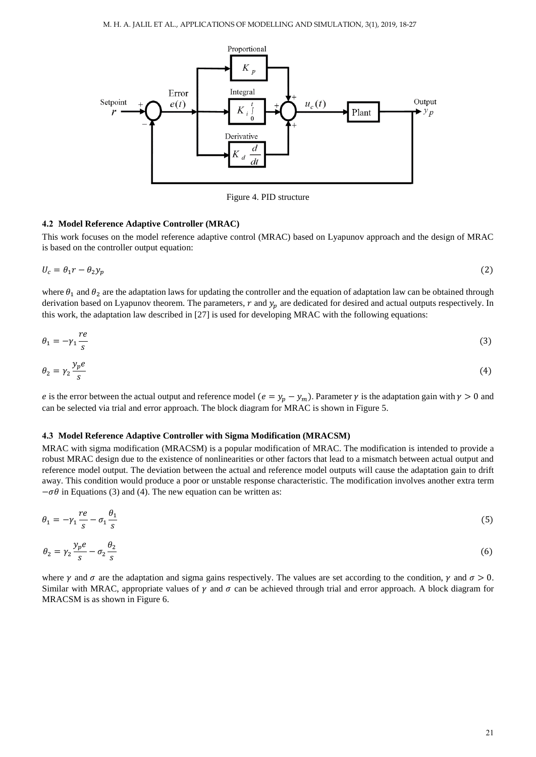Figure 4. PID structure

### 4.2 Model Reference Adaptive Controller (MRAC)

This work focuses on the model reference adaptive control (MRAC) based on Lyapunov approach and the design of MRAC is based on the controller output equation:

$$U_c = \theta_1 r - \theta_2 y_p \tag{2}$$

where $\theta_1$ and $\theta_2$ are the adaptation laws for updating the controller and the equation of adaptation law can be obtained through derivation based on Lyapunov theorem. The parameters, $r$ and $y_p$ are dedicated for desired and actual outputs respectively. In this work, the adaptation law described in [27] is used for developing MRAC with the following equations:

$$\theta_1 = -\gamma_1 \frac{re}{s} \tag{3}$$

$$\theta_2 = \gamma_2 \frac{y_p e}{s} \tag{4}$$

$e$ is the error between the actual output and reference model ($e = y_p - y_m$). Parameter $\gamma$ is the adaptation gain with $\gamma > 0$ and can be selected via trial and error approach. The block diagram for MRAC is shown in Figure 5.

### 4.3 Model Reference Adaptive Controller with Sigma Modification (MRACSM)

MRAC with sigma modification (MRACSM) is a popular modification of MRAC. The modification is intended to provide a robust MRAC design due to the existence of nonlinearities or other factors that lead to a mismatch between actual output and reference model output. The deviation between the actual and reference model outputs will cause the adaptation gain to drift away. This condition would produce a poor or unstable response characteristic. The modification involves another extra term $-\sigma\theta$ in Equations (3) and (4). The new equation can be written as:

$$\theta_1 = -\gamma_1 \frac{re}{s} - \sigma_1 \frac{\theta_1}{s} \tag{5}$$

$$\theta_2 = \gamma_2 \frac{y_p e}{s} - \sigma_2 \frac{\theta_2}{s} \tag{6}$$

where $\gamma$ and $\sigma$ are the adaptation and sigma gains respectively. The values are set according to the condition, $\gamma$ and $\sigma > 0$. Similar with MRAC, appropriate values of $\gamma$ and $\sigma$ can be achieved through trial and error approach. A block diagram for MRACSM is as shown in Figure 6.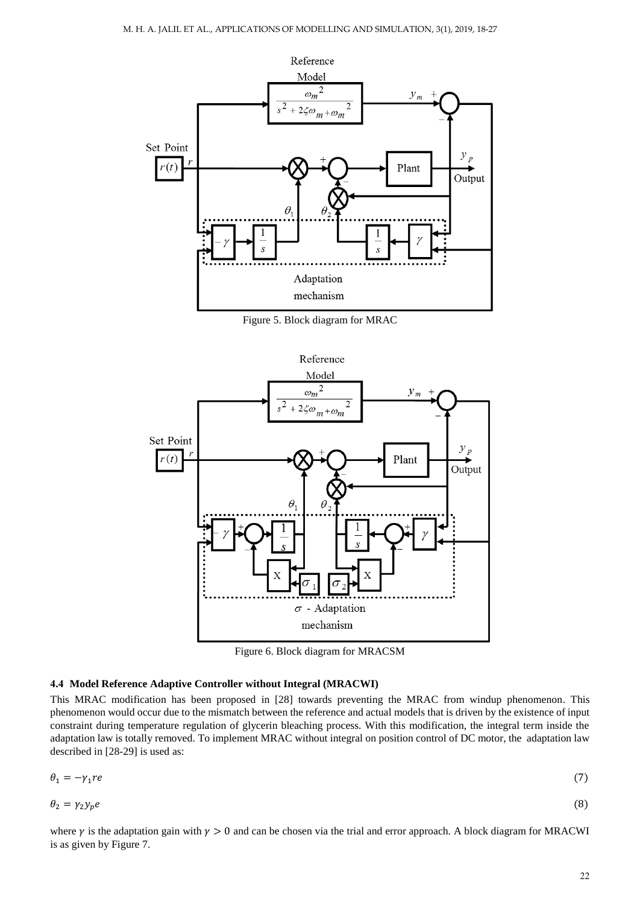Figure 5. Block diagram for MRAC

Figure 6. Block diagram for MRACSM

### 4.4 Model Reference Adaptive Controller without Integral (MRACWI)

This MRAC modification has been proposed in [28] towards preventing the MRAC from windup phenomenon. This phenomenon would occur due to the mismatch between the reference and actual models that is driven by the existence of input constraint during temperature regulation of glycerin bleaching process. With this modification, the integral term inside the adaptation law is totally removed. To implement MRAC without integral on position control of DC motor, the adaptation law described in [28-29] is used as:

$$\theta_1 = -\gamma_1 r e \tag{7}$$

$$\theta_2 = \gamma_2 y_p e \tag{8}$$

where $\gamma$ is the adaptation gain with $\gamma > 0$ and can be chosen via the trial and error approach. A block diagram for MRACWI is as given by Figure 7.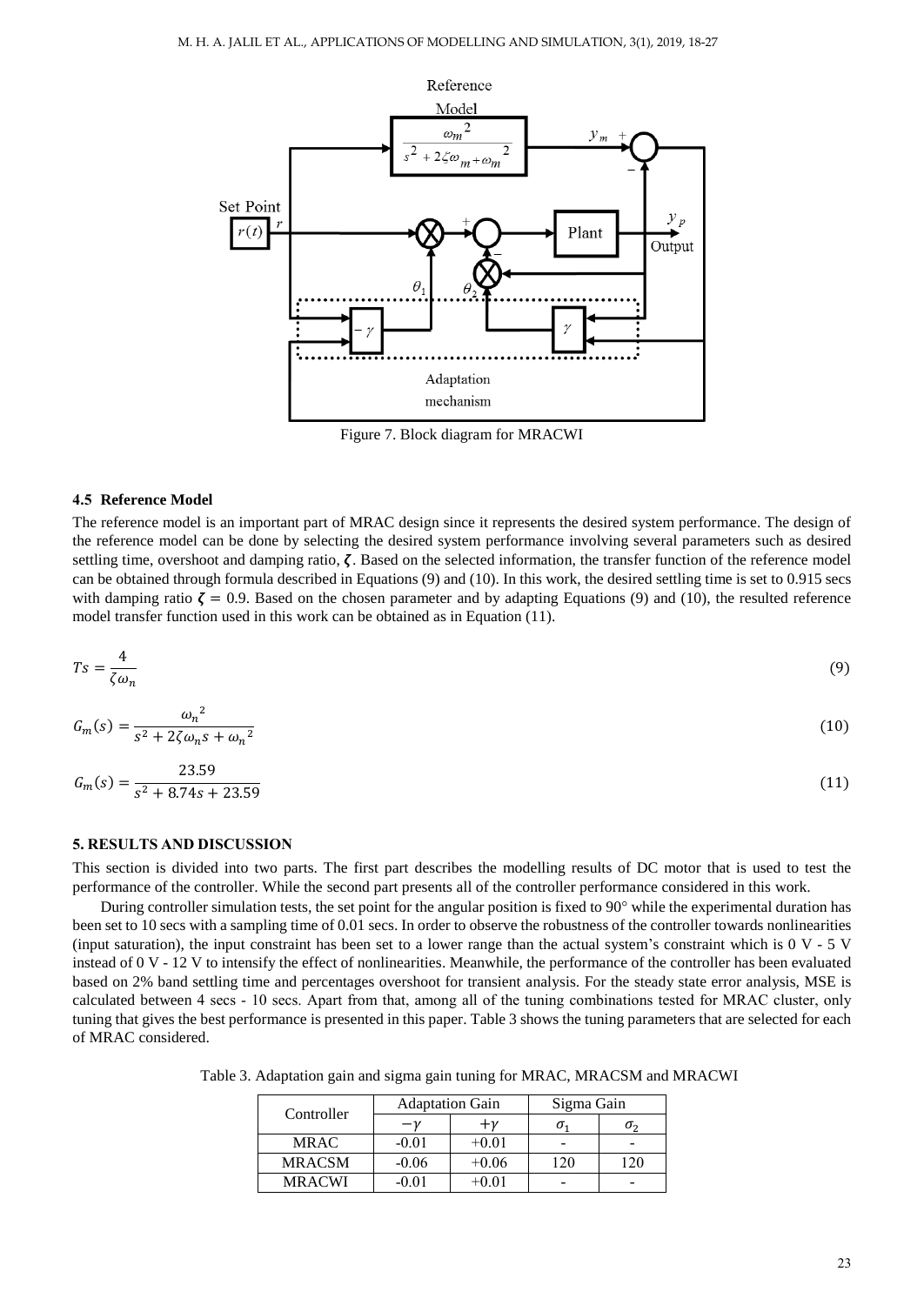Figure 7. Block diagram for MRACWI

### 4.5 Reference Model

The reference model is an important part of MRAC design since it represents the desired system performance. The design of the reference model can be done by selecting the desired system performance involving several parameters such as desired settling time, overshoot and damping ratio, $\zeta$. Based on the selected information, the transfer function of the reference model can be obtained through formula described in Equations (9) and (10). In this work, the desired settling time is set to 0.915 secs with damping ratio $\zeta = 0.9$. Based on the chosen parameter and by adapting Equations (9) and (10), the resulted reference model transfer function used in this work can be obtained as in Equation (11).

$$Ts = \frac{4}{\zeta \omega_n} \tag{9}$$

$$G_m(s) = \frac{{\omega_n}^2}{s^2 + 2\zeta\omega_n s + {\omega_n}^2} \tag{10}$$

$$G_m(s) = \frac{23.59}{s^2 + 8.74s + 23.59} \tag{11}$$

## 5. RESULTS AND DISCUSSION

This section is divided into two parts. The first part describes the modelling results of DC motor that is used to test the performance of the controller. While the second part presents all of the controller performance considered in this work.

During controller simulation tests, the set point for the angular position is fixed to 90° while the experimental duration has been set to 10 secs with a sampling time of 0.01 secs. In order to observe the robustness of the controller towards nonlinearities (input saturation), the input constraint has been set to a lower range than the actual system's constraint which is 0 V - 5 V instead of 0 V - 12 V to intensify the effect of nonlinearities. Meanwhile, the performance of the controller has been evaluated based on 2% band settling time and percentages overshoot for transient analysis. For the steady state error analysis, MSE is calculated between 4 secs - 10 secs. Apart from that, among all of the tuning combinations tested for MRAC cluster, only tuning that gives the best performance is presented in this paper. Table 3 shows the tuning parameters that are selected for each of MRAC considered.

Table 3. Adaptation gain and sigma gain tuning for MRAC, MRACSM and MRACWI

| Controller | Adaptation Gain | | Sigma Gain | |
|---|---|---|---|---|
| | $-\gamma$ | $+\gamma$ | $\sigma_1$ | $\sigma_2$ |
| MRAC | -0.01 | +0.01 | - | - |
| MRACSM | -0.06 | +0.06 | 120 | 120 |
| MRACWI | -0.01 | +0.01 | - | - |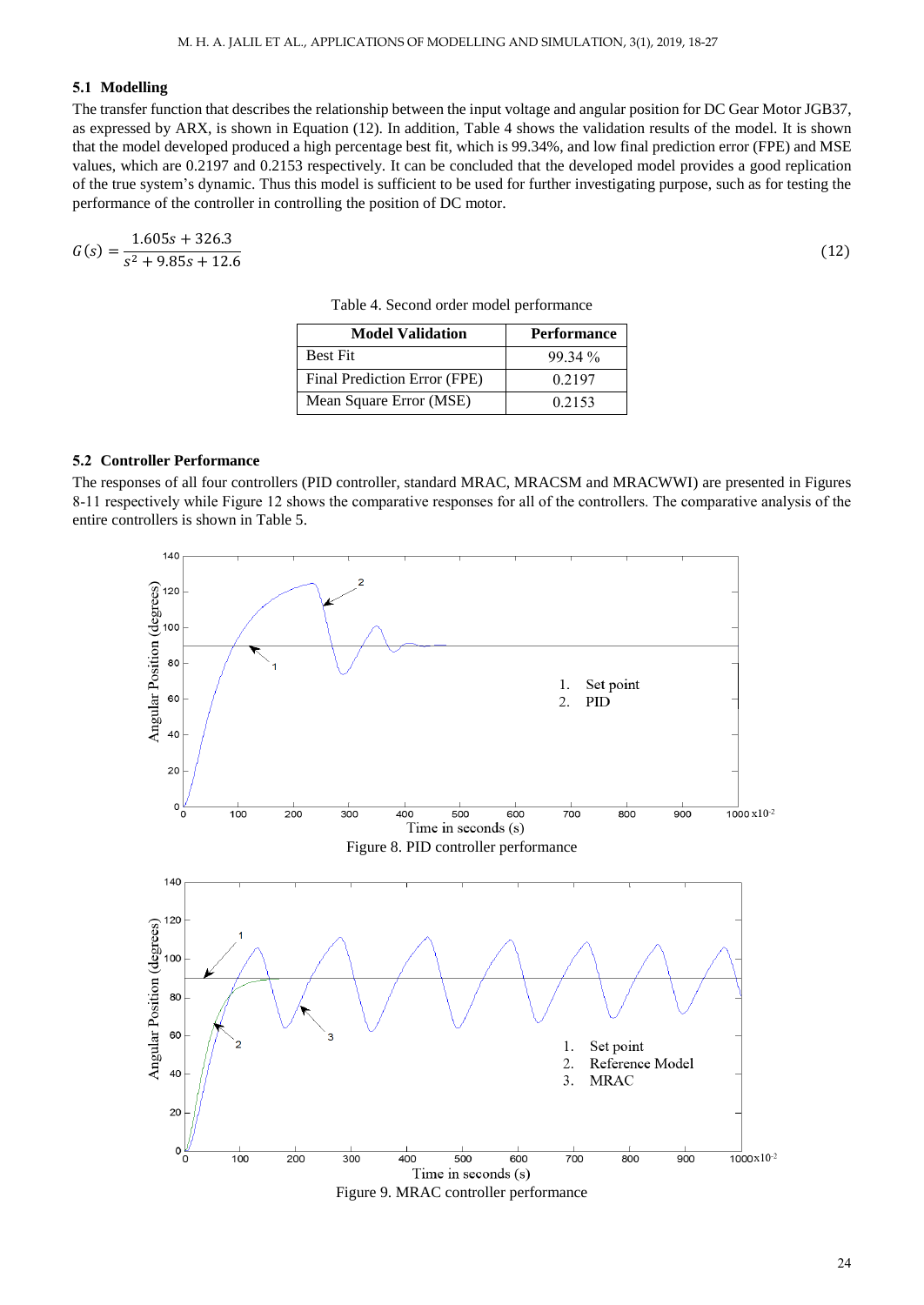### 5.1 Modelling

The transfer function that describes the relationship between the input voltage and angular position for DC Gear Motor JGB37, as expressed by ARX, is shown in Equation (12). In addition, Table 4 shows the validation results of the model. It is shown that the model developed produced a high percentage best fit, which is 99.34%, and low final prediction error (FPE) and MSE values, which are 0.2197 and 0.2153 respectively. It can be concluded that the developed model provides a good replication of the true system's dynamic. Thus this model is sufficient to be used for further investigating purpose, such as for testing the performance of the controller in controlling the position of DC motor.

$$G(s) = \frac{1.605s + 326.3}{s^2 + 9.85s + 12.6} \tag{12}$$

Table 4. Second order model performance

| Model Validation | Performance |
|---|---|
| Best Fit | 99.34 % |
| Final Prediction Error (FPE) | 0.2197 |
| Mean Square Error (MSE) | 0.2153 |

### 5.2 Controller Performance

The responses of all four controllers (PID controller, standard MRAC, MRACSM and MRACWWI) are presented in Figures 8-11 respectively while Figure 12 shows the comparative responses for all of the controllers. The comparative analysis of the entire controllers is shown in Table 5.

Figure 8. PID controller performance

Figure 9. MRAC controller performance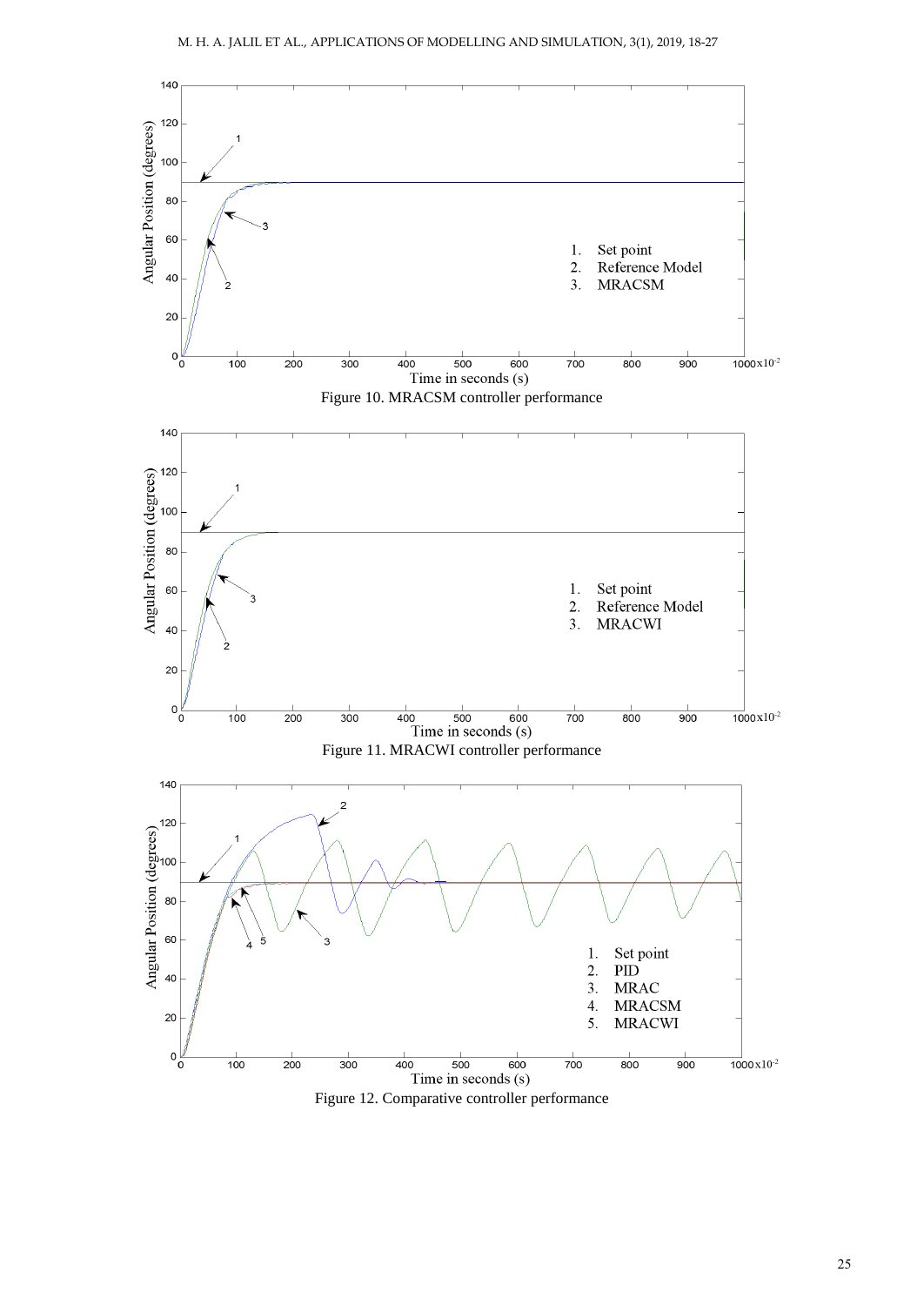Figure 10. MRACSM controller performance

Figure 11. MRACWI controller performance

Figure 12. Comparative controller performance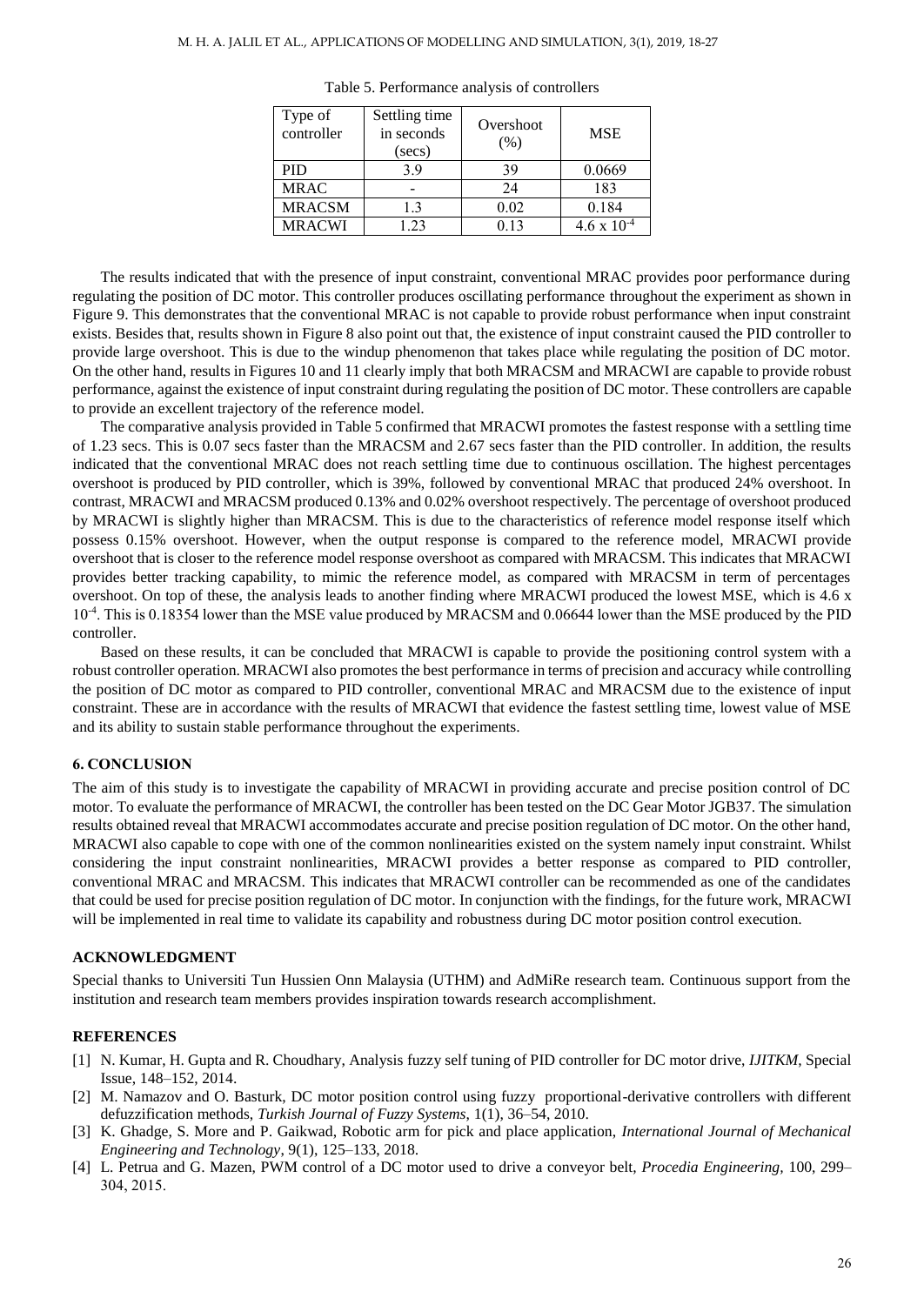Table 5. Performance analysis of controllers

| Type of controller | Settling time in seconds (secs) | Overshoot (%) | MSE |
|---|---|---|---|
| PID | 3.9 | 39 | 0.0669 |
| MRAC | - | 24 | 183 |
| MRACSM | 1.3 | 0.02 | 0.184 |
| MRACWI | 1.23 | 0.13 | $4.6 \times 10^{-4}$ |

The results indicated that with the presence of input constraint, conventional MRAC provides poor performance during regulating the position of DC motor. This controller produces oscillating performance throughout the experiment as shown in Figure 9. This demonstrates that the conventional MRAC is not capable to provide robust performance when input constraint exists. Besides that, results shown in Figure 8 also point out that, the existence of input constraint caused the PID controller to provide large overshoot. This is due to the windup phenomenon that takes place while regulating the position of DC motor. On the other hand, results in Figures 10 and 11 clearly imply that both MRACSM and MRACWI are capable to provide robust performance, against the existence of input constraint during regulating the position of DC motor. These controllers are capable to provide an excellent trajectory of the reference model.

The comparative analysis provided in Table 5 confirmed that MRACWI promotes the fastest response with a settling time of 1.23 secs. This is 0.07 secs faster than the MRACSM and 2.67 secs faster than the PID controller. In addition, the results indicated that the conventional MRAC does not reach settling time due to continuous oscillation. The highest percentages overshoot is produced by PID controller, which is 39%, followed by conventional MRAC that produced 24% overshoot. In contrast, MRACWI and MRACSM produced 0.13% and 0.02% overshoot respectively. The percentage of overshoot produced by MRACWI is slightly higher than MRACSM. This is due to the characteristics of reference model response itself which possess 0.15% overshoot. However, when the output response is compared to the reference model, MRACWI provide overshoot that is closer to the reference model response overshoot as compared with MRACSM. This indicates that MRACWI provides better tracking capability, to mimic the reference model, as compared with MRACSM in term of percentages overshoot. On top of these, the analysis leads to another finding where MRACWI produced the lowest MSE, which is $4.6 \times 10^{-4}$. This is 0.18354 lower than the MSE value produced by MRACSM and 0.06644 lower than the MSE produced by the PID controller.

Based on these results, it can be concluded that MRACWI is capable to provide the positioning control system with a robust controller operation. MRACWI also promotes the best performance in terms of precision and accuracy while controlling the position of DC motor as compared to PID controller, conventional MRAC and MRACSM due to the existence of input constraint. These are in accordance with the results of MRACWI that evidence the fastest settling time, lowest value of MSE and its ability to sustain stable performance throughout the experiments.

## 6. CONCLUSION

The aim of this study is to investigate the capability of MRACWI in providing accurate and precise position control of DC motor. To evaluate the performance of MRACWI, the controller has been tested on the DC Gear Motor JGB37. The simulation results obtained reveal that MRACWI accommodates accurate and precise position regulation of DC motor. On the other hand, MRACWI also capable to cope with one of the common nonlinearities existed on the system namely input constraint. Whilst considering the input constraint nonlinearities, MRACWI provides a better response as compared to PID controller, conventional MRAC and MRACSM. This indicates that MRACWI controller can be recommended as one of the candidates that could be used for precise position regulation of DC motor. In conjunction with the findings, for the future work, MRACWI will be implemented in real time to validate its capability and robustness during DC motor position control execution.

## ACKNOWLEDGMENT

Special thanks to Universiti Tun Hussien Onn Malaysia (UTHM) and AdMiRe research team. Continuous support from the institution and research team members provides inspiration towards research accomplishment.

## REFERENCES

[1] N. Kumar, H. Gupta and R. Choudhary, Analysis fuzzy self tuning of PID controller for DC motor drive, *IJITKM*, Special Issue, 148–152, 2014.

[2] M. Namazov and O. Basturk, DC motor position control using fuzzy proportional-derivative controllers with different defuzzification methods, *Turkish Journal of Fuzzy Systems*, 1(1), 36–54, 2010.

[3] K. Ghadge, S. More and P. Gaikwad, Robotic arm for pick and place application, *International Journal of Mechanical Engineering and Technology*, 9(1), 125–133, 2018.

[4] L. Petrua and G. Mazen, PWM control of a DC motor used to drive a conveyor belt, *Procedia Engineering*, 100, 299–304, 2015.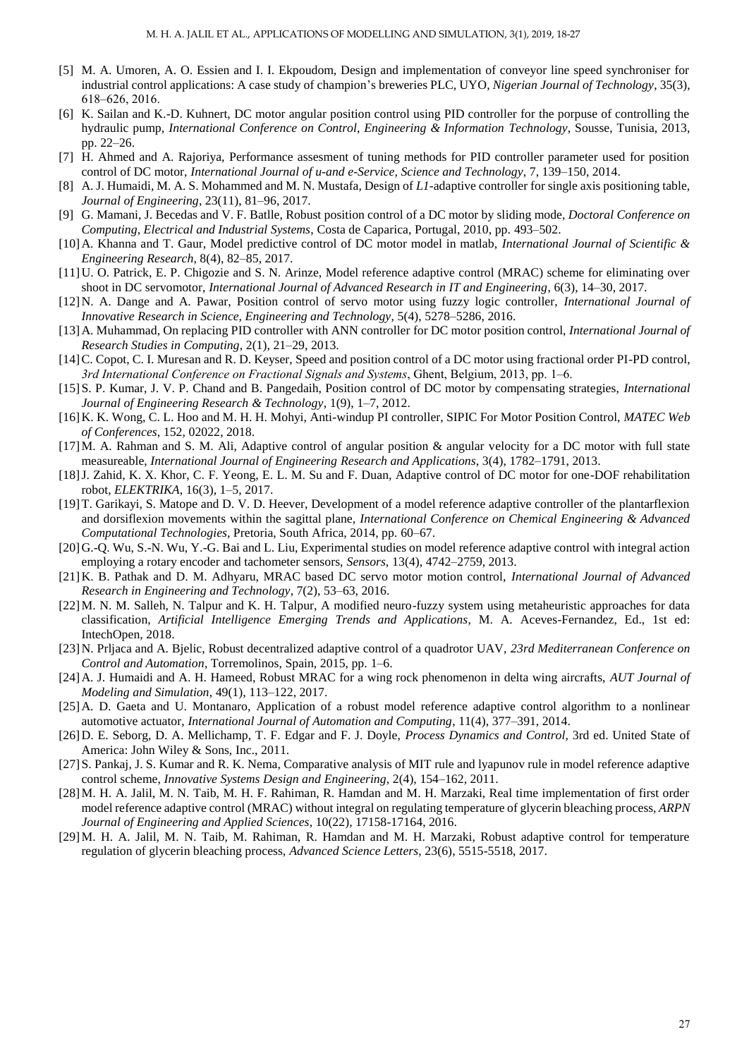[5] M. A. Umoren, A. O. Essien and I. I. Ekpoudom, Design and implementation of conveyor line speed synchroniser for industrial control applications: A case study of champion's breweries PLC, UYO, *Nigerian Journal of Technology*, 35(3), 618–626, 2016.

[6] K. Sailan and K.-D. Kuhnert, DC motor angular position control using PID controller for the porpuse of controlling the hydraulic pump, *International Conference on Control, Engineering & Information Technology*, Sousse, Tunisia, 2013, pp. 22–26.

[7] H. Ahmed and A. Rajoriya, Performance assesment of tuning methods for PID controller parameter used for position control of DC motor, *International Journal of u-and e-Service, Science and Technology*, 7, 139–150, 2014.

[8] A. J. Humaidi, M. A. S. Mohammed and M. N. Mustafa, Design of *L1*-adaptive controller for single axis positioning table, *Journal of Engineering*, 23(11), 81–96, 2017.

[9] G. Mamani, J. Becedas and V. F. Batlle, Robust position control of a DC motor by sliding mode, *Doctoral Conference on Computing, Electrical and Industrial Systems*, Costa de Caparica, Portugal, 2010, pp. 493–502.

[10] A. Khanna and T. Gaur, Model predictive control of DC motor model in matlab, *International Journal of Scientific & Engineering Research*, 8(4), 82–85, 2017.

[11] U. O. Patrick, E. P. Chigozie and S. N. Arinze, Model reference adaptive control (MRAC) scheme for eliminating over shoot in DC servomotor, *International Journal of Advanced Research in IT and Engineering*, 6(3), 14–30, 2017.

[12] N. A. Dange and A. Pawar, Position control of servo motor using fuzzy logic controller, *International Journal of Innovative Research in Science, Engineering and Technology*, 5(4), 5278–5286, 2016.

[13] A. Muhammad, On replacing PID controller with ANN controller for DC motor position control, *International Journal of Research Studies in Computing*, 2(1), 21–29, 2013.

[14] C. Copot, C. I. Muresan and R. D. Keyser, Speed and position control of a DC motor using fractional order PI-PD control, *3rd International Conference on Fractional Signals and Systems*, Ghent, Belgium, 2013, pp. 1–6.

[15] S. P. Kumar, J. V. P. Chand and B. Pangedaih, Position control of DC motor by compensating strategies, *International Journal of Engineering Research & Technology*, 1(9), 1–7, 2012.

[16] K. K. Wong, C. L. Hoo and M. H. H. Mohyi, Anti-windup PI controller, SIPIC For Motor Position Control, *MATEC Web of Conferences*, 152, 02022, 2018.

[17] M. A. Rahman and S. M. Ali, Adaptive control of angular position & angular velocity for a DC motor with full state measureable, *International Journal of Engineering Research and Applications*, 3(4), 1782–1791, 2013.

[18] J. Zahid, K. X. Khor, C. F. Yeong, E. L. M. Su and F. Duan, Adaptive control of DC motor for one-DOF rehabilitation robot, *ELEKTRIKA*, 16(3), 1–5, 2017.

[19] T. Garikayi, S. Matope and D. V. D. Heever, Development of a model reference adaptive controller of the plantarflexion and dorsiflexion movements within the sagittal plane, *International Conference on Chemical Engineering & Advanced Computational Technologies*, Pretoria, South Africa, 2014, pp. 60–67.

[20] G.-Q. Wu, S.-N. Wu, Y.-G. Bai and L. Liu, Experimental studies on model reference adaptive control with integral action employing a rotary encoder and tachometer sensors, *Sensors*, 13(4), 4742–2759, 2013.

[21] K. B. Pathak and D. M. Adhyaru, MRAC based DC servo motor motion control, *International Journal of Advanced Research in Engineering and Technology*, 7(2), 53–63, 2016.

[22] M. N. M. Salleh, N. Talpur and K. H. Talpur, A modified neuro-fuzzy system using metaheuristic approaches for data classification, *Artificial Intelligence Emerging Trends and Applications*, M. A. Aceves-Fernandez, Ed., 1st ed: IntechOpen, 2018.

[23] N. Prljaca and A. Bjelic, Robust decentralized adaptive control of a quadrotor UAV, *23rd Mediterranean Conference on Control and Automation*, Torremolinos, Spain, 2015, pp. 1–6.

[24] A. J. Humaidi and A. H. Hameed, Robust MRAC for a wing rock phenomenon in delta wing aircrafts, *AUT Journal of Modeling and Simulation*, 49(1), 113–122, 2017.

[25] A. D. Gaeta and U. Montanaro, Application of a robust model reference adaptive control algorithm to a nonlinear automotive actuator, *International Journal of Automation and Computing*, 11(4), 377–391, 2014.

[26] D. E. Seborg, D. A. Mellichamp, T. F. Edgar and F. J. Doyle, *Process Dynamics and Control*, 3rd ed. United State of America: John Wiley & Sons, Inc., 2011.

[27] S. Pankaj, J. S. Kumar and R. K. Nema, Comparative analysis of MIT rule and lyapunov rule in model reference adaptive control scheme, *Innovative Systems Design and Engineering*, 2(4), 154–162, 2011.

[28] M. H. A. Jalil, M. N. Taib, M. H. F. Rahiman, R. Hamdan and M. H. Marzaki, Real time implementation of first order model reference adaptive control (MRAC) without integral on regulating temperature of glycerin bleaching process, *ARPN Journal of Engineering and Applied Sciences*, 10(22), 17158-17164, 2016.

[29] M. H. A. Jalil, M. N. Taib, M. Rahiman, R. Hamdan and M. H. Marzaki, Robust adaptive control for temperature regulation of glycerin bleaching process, *Advanced Science Letters*, 23(6), 5515-5518, 2017.